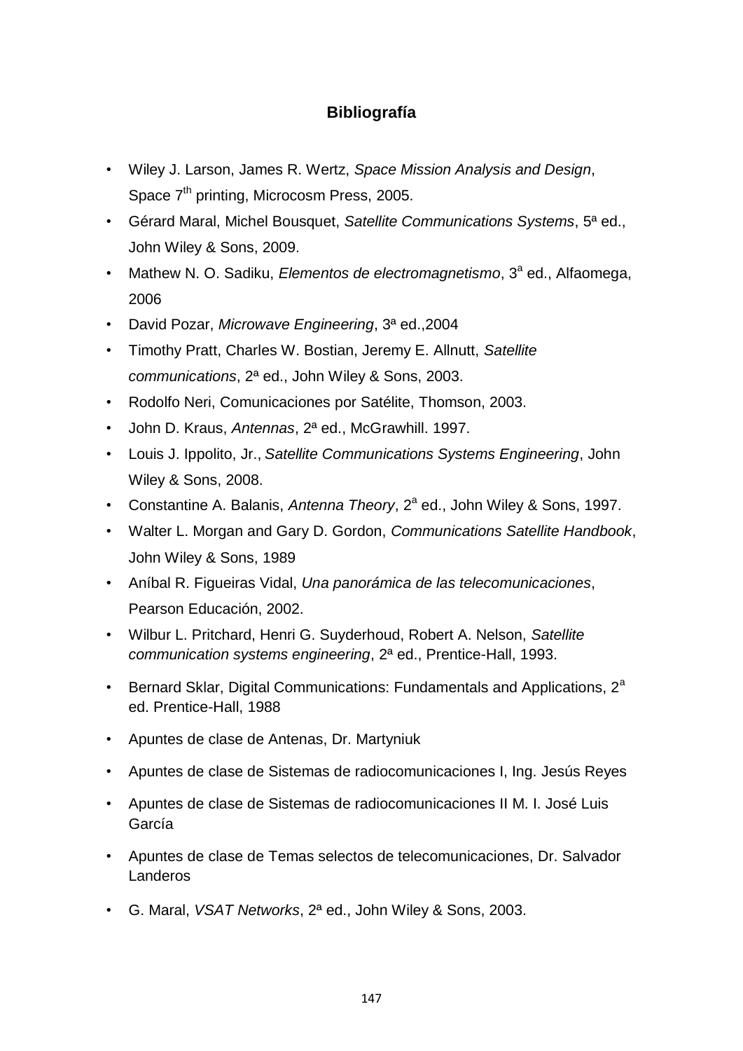# Bibliografía

- Wiley J. Larson, James R. Wertz, *Space Mission Analysis and Design*, Space 7th printing, Microcosm Press, 2005.
- Gérard Maral, Michel Bousquet, *Satellite Communications Systems*, 5ª ed., John Wiley & Sons, 2009.
- Mathew N. O. Sadiku, *Elementos de electromagnetismo*, 3ª ed., Alfaomega, 2006
- David Pozar, *Microwave Engineering*, 3ª ed.,2004
- Timothy Pratt, Charles W. Bostian, Jeremy E. Allnutt, *Satellite communications*, 2ª ed., John Wiley & Sons, 2003.
- Rodolfo Neri, Comunicaciones por Satélite, Thomson, 2003.
- John D. Kraus, *Antennas*, 2ª ed., McGrawhill. 1997.
- Louis J. Ippolito, Jr., *Satellite Communications Systems Engineering*, John Wiley & Sons, 2008.
- Constantine A. Balanis, *Antenna Theory*, 2ª ed., John Wiley & Sons, 1997.
- Walter L. Morgan and Gary D. Gordon, *Communications Satellite Handbook*, John Wiley & Sons, 1989
- Aníbal R. Figueiras Vidal, *Una panorámica de las telecomunicaciones*, Pearson Educación, 2002.
- Wilbur L. Pritchard, Henri G. Suyderhoud, Robert A. Nelson, *Satellite communication systems engineering*, 2ª ed., Prentice-Hall, 1993.
- Bernard Sklar, Digital Communications: Fundamentals and Applications, 2ª ed. Prentice-Hall, 1988
- Apuntes de clase de Antenas, Dr. Martyniuk
- Apuntes de clase de Sistemas de radiocomunicaciones I, Ing. Jesús Reyes
- Apuntes de clase de Sistemas de radiocomunicaciones II M. I. José Luis García
- Apuntes de clase de Temas selectos de telecomunicaciones, Dr. Salvador Landeros
- G. Maral, *VSAT Networks*, 2ª ed., John Wiley & Sons, 2003.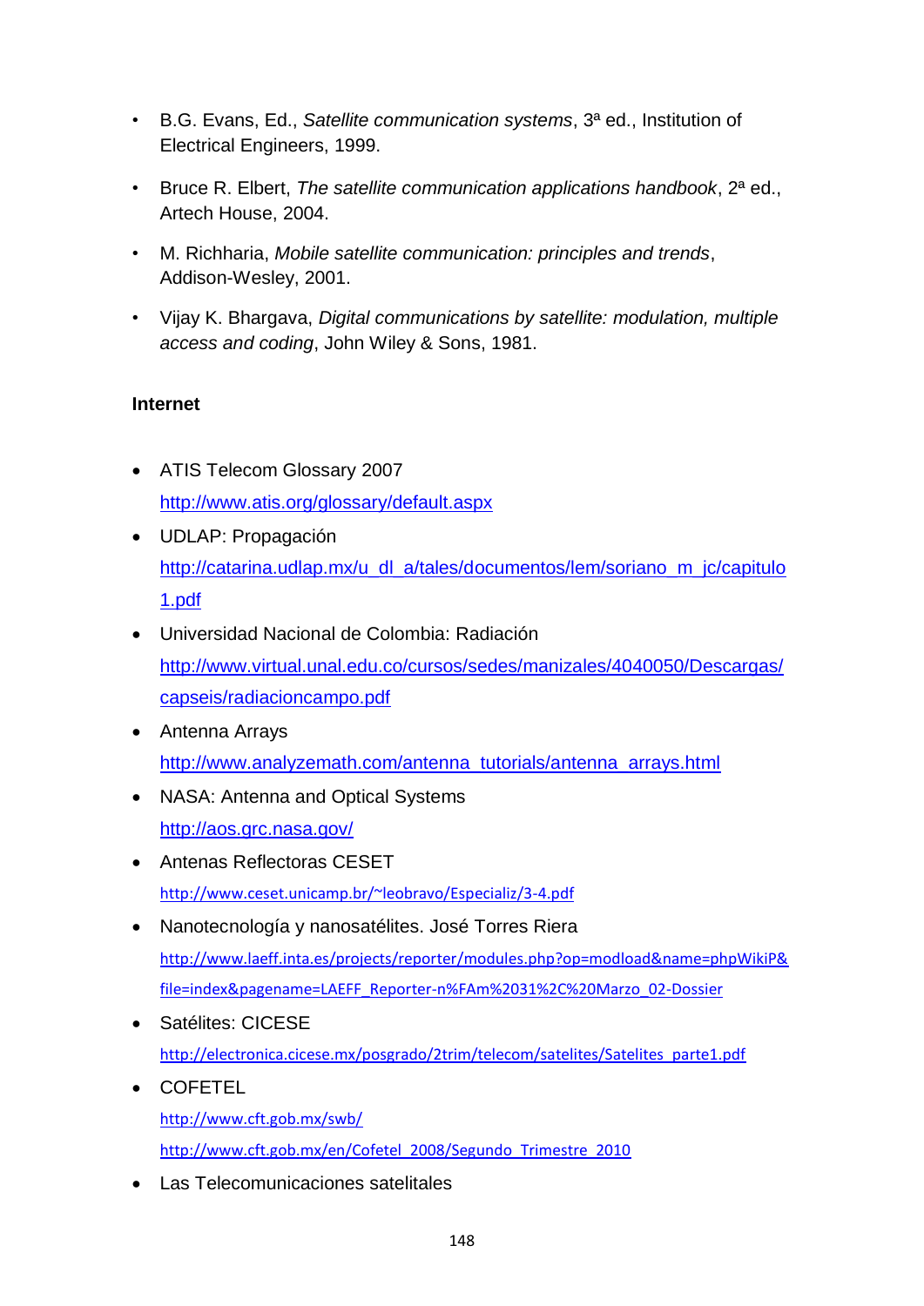- B.G. Evans, Ed., *Satellite communication systems*, 3ª ed., Institution of Electrical Engineers, 1999.
- Bruce R. Elbert, *The satellite communication applications handbook*, 2ª ed., Artech House, 2004.
- M. Richharia, *Mobile satellite communication: principles and trends*, Addison-Wesley, 2001.
- Vijay K. Bhargava, *Digital communications by satellite: modulation, multiple access and coding*, John Wiley & Sons, 1981.

**Internet**

- ATIS Telecom Glossary 2007
  http://www.atis.org/glossary/default.aspx
- UDLAP: Propagación
  http://catarina.udlap.mx/u_dl_a/tales/documentos/lem/soriano_m_jc/capitulo1.pdf
- Universidad Nacional de Colombia: Radiación
  http://www.virtual.unal.edu.co/cursos/sedes/manizales/4040050/Descargas/capseis/radiacioncampo.pdf
- Antenna Arrays
  http://www.analyzemath.com/antenna_tutorials/antenna_arrays.html
- NASA: Antenna and Optical Systems
  http://aos.grc.nasa.gov/
- Antenas Reflectoras CESET
  http://www.ceset.unicamp.br/~leobravo/Especializ/3-4.pdf
- Nanotecnología y nanosatélites. José Torres Riera
  http://www.laeff.inta.es/projects/reporter/modules.php?op=modload&name=phpWikiP&file=index&pagename=LAEFF_Reporter-n%FAm%2031%2C%20Marzo_02-Dossier
- Satélites: CICESE
  http://electronica.cicese.mx/posgrado/2trim/telecom/satelites/Satelites_parte1.pdf
- COFETEL
  http://www.cft.gob.mx/swb/
  http://www.cft.gob.mx/en/Cofetel_2008/Segundo_Trimestre_2010
- Las Telecomunicaciones satelitales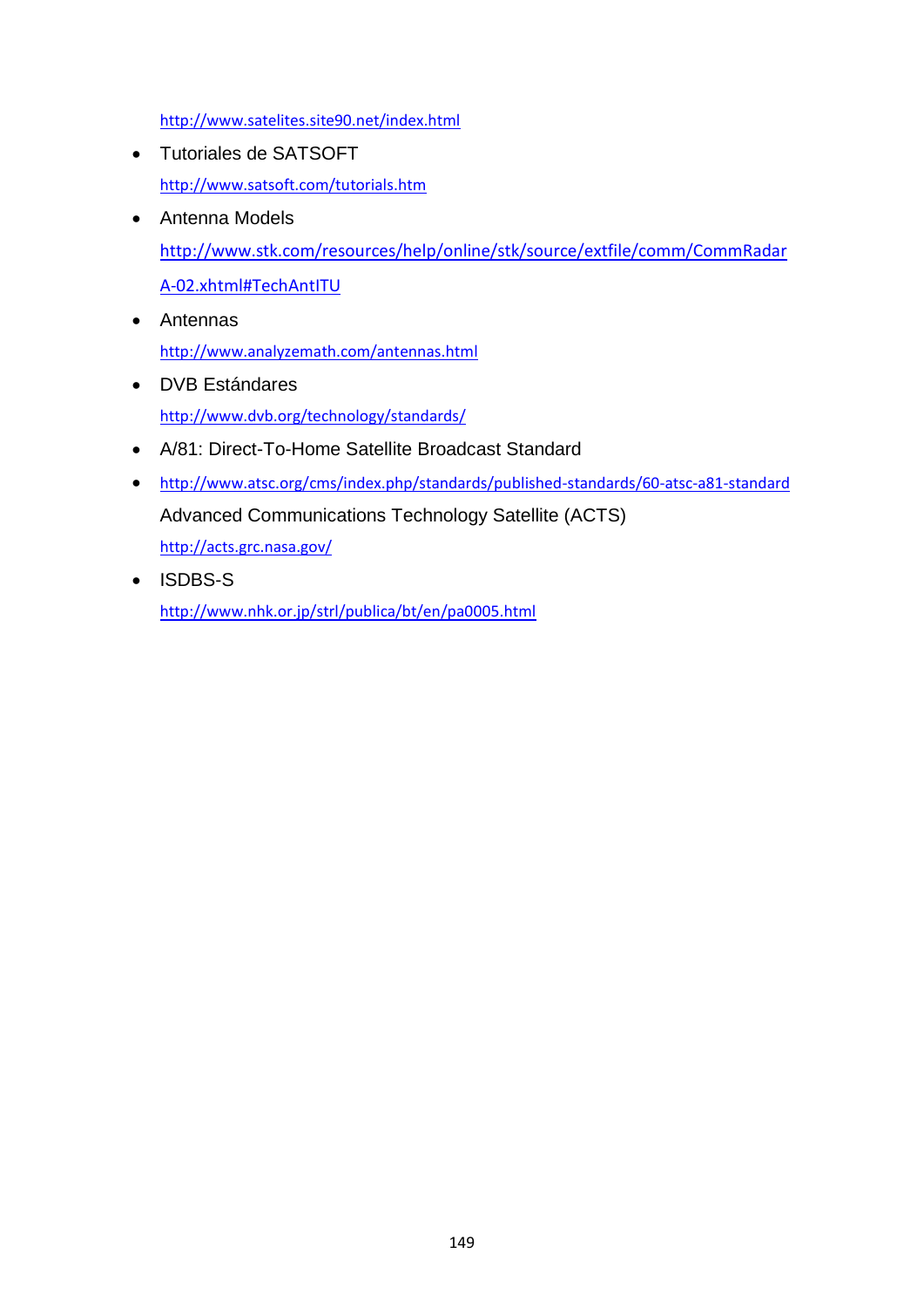http://www.satelites.site90.net/index.html

- Tutoriales de SATSOFT

  http://www.satsoft.com/tutorials.htm

- Antenna Models

  http://www.stk.com/resources/help/online/stk/source/extfile/comm/CommRadarA-02.xhtml#TechAntITU

- Antennas

  http://www.analyzemath.com/antennas.html

- DVB Estándares

  http://www.dvb.org/technology/standards/

- A/81: Direct-To-Home Satellite Broadcast Standard

- http://www.atsc.org/cms/index.php/standards/published-standards/60-atsc-a81-standard

  Advanced Communications Technology Satellite (ACTS)

  http://acts.grc.nasa.gov/

- ISDBS-S

  http://www.nhk.or.jp/strl/publica/bt/en/pa0005.html